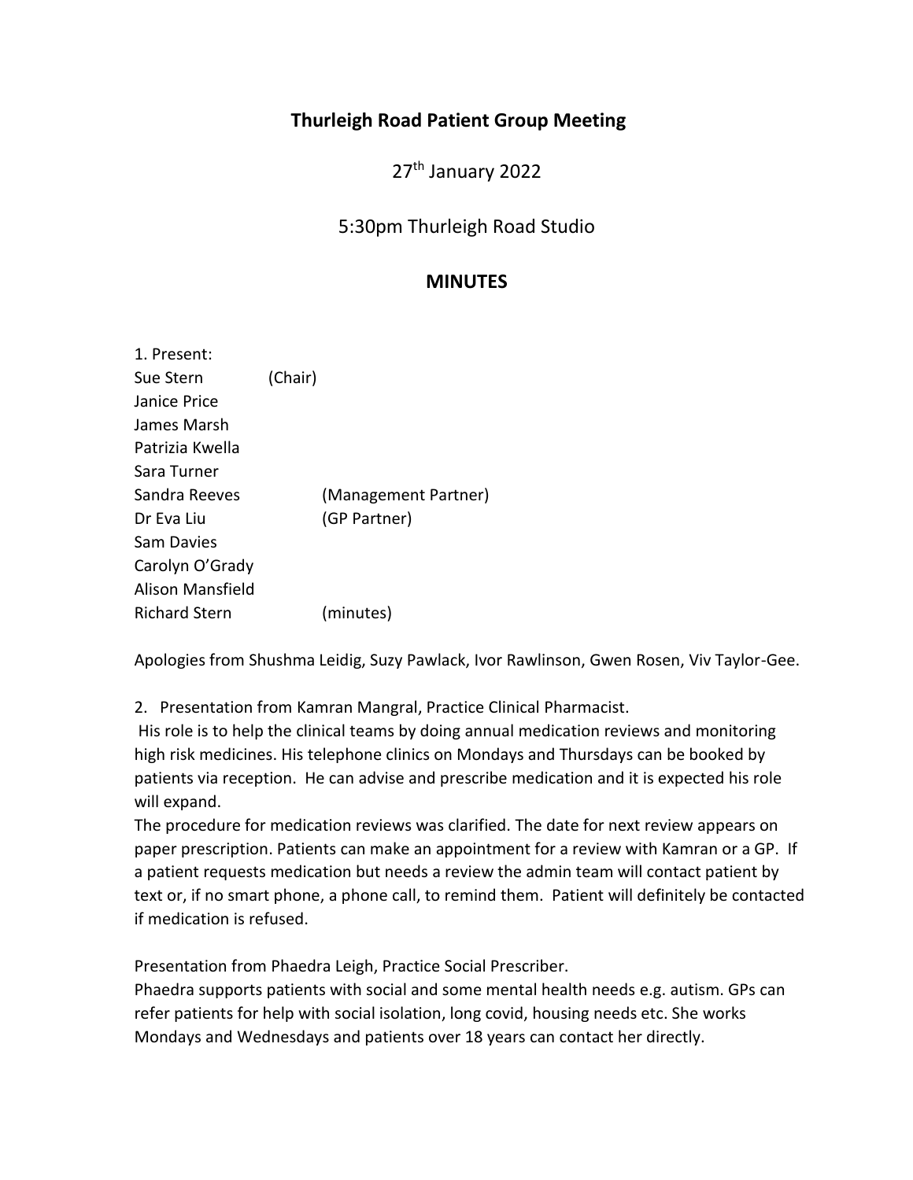# Thurleigh Road Patient Group Meeting

27th January 2022

5:30pm Thurleigh Road Studio

## MINUTES

1. Present:

| | |
|---|---|
| Sue Stern | (Chair) |
| Janice Price | |
| James Marsh | |
| Patrizia Kwella | |
| Sara Turner | |
| Sandra Reeves | (Management Partner) |
| Dr Eva Liu | (GP Partner) |
| Sam Davies | |
| Carolyn O'Grady | |
| Alison Mansfield | |
| Richard Stern | (minutes) |

Apologies from Shushma Leidig, Suzy Pawlack, Ivor Rawlinson, Gwen Rosen, Viv Taylor-Gee.

2. Presentation from Kamran Mangral, Practice Clinical Pharmacist.

His role is to help the clinical teams by doing annual medication reviews and monitoring high risk medicines. His telephone clinics on Mondays and Thursdays can be booked by patients via reception. He can advise and prescribe medication and it is expected his role will expand.

The procedure for medication reviews was clarified. The date for next review appears on paper prescription. Patients can make an appointment for a review with Kamran or a GP. If a patient requests medication but needs a review the admin team will contact patient by text or, if no smart phone, a phone call, to remind them. Patient will definitely be contacted if medication is refused.

Presentation from Phaedra Leigh, Practice Social Prescriber.

Phaedra supports patients with social and some mental health needs e.g. autism. GPs can refer patients for help with social isolation, long covid, housing needs etc. She works Mondays and Wednesdays and patients over 18 years can contact her directly.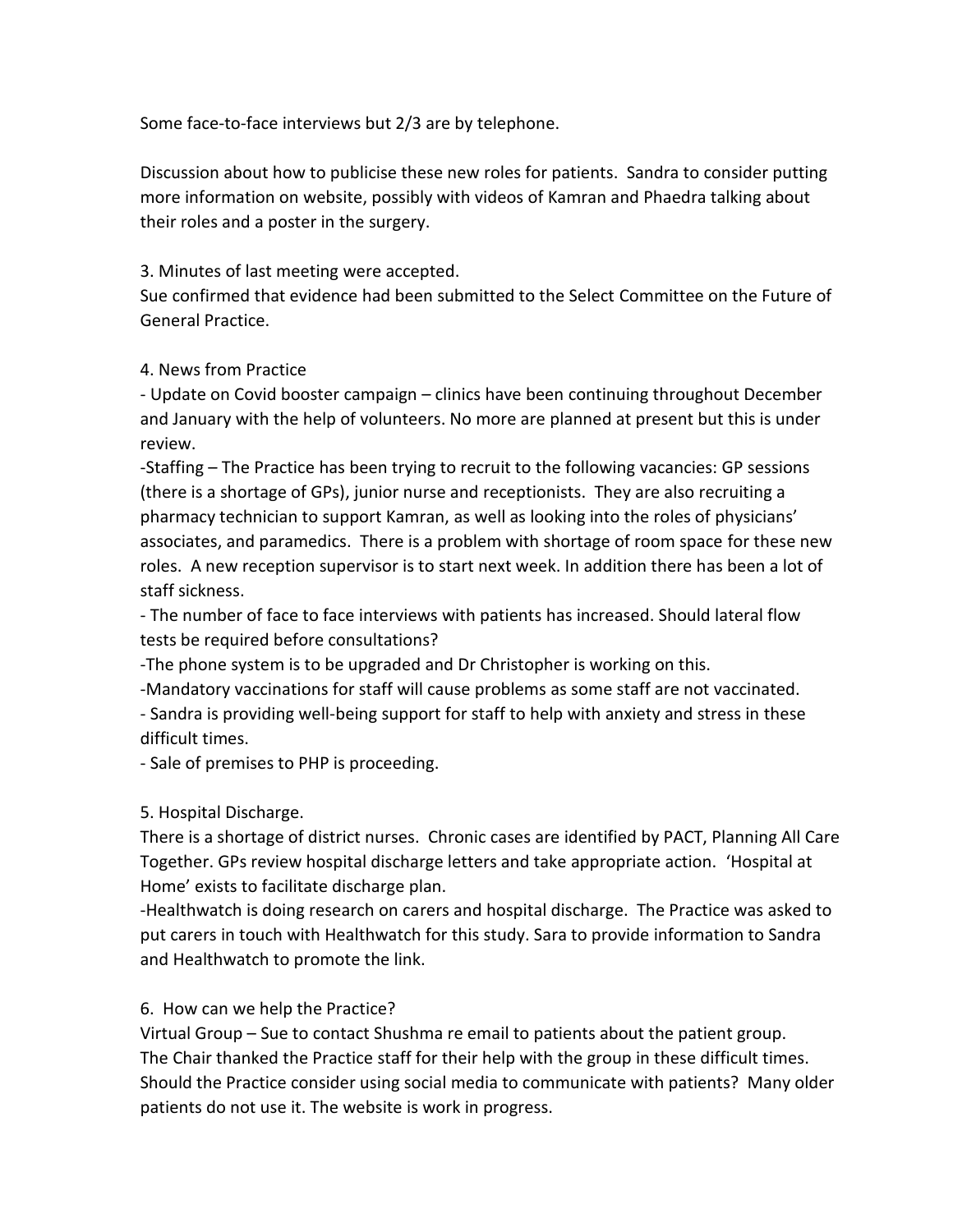Some face-to-face interviews but 2/3 are by telephone.

Discussion about how to publicise these new roles for patients. Sandra to consider putting more information on website, possibly with videos of Kamran and Phaedra talking about their roles and a poster in the surgery.

3. Minutes of last meeting were accepted.
Sue confirmed that evidence had been submitted to the Select Committee on the Future of General Practice.

4. News from Practice
- Update on Covid booster campaign – clinics have been continuing throughout December and January with the help of volunteers. No more are planned at present but this is under review.
-Staffing – The Practice has been trying to recruit to the following vacancies: GP sessions (there is a shortage of GPs), junior nurse and receptionists. They are also recruiting a pharmacy technician to support Kamran, as well as looking into the roles of physicians' associates, and paramedics. There is a problem with shortage of room space for these new roles. A new reception supervisor is to start next week. In addition there has been a lot of staff sickness.
- The number of face to face interviews with patients has increased. Should lateral flow tests be required before consultations?
-The phone system is to be upgraded and Dr Christopher is working on this.
-Mandatory vaccinations for staff will cause problems as some staff are not vaccinated.
- Sandra is providing well-being support for staff to help with anxiety and stress in these difficult times.
- Sale of premises to PHP is proceeding.

5. Hospital Discharge.
There is a shortage of district nurses. Chronic cases are identified by PACT, Planning All Care Together. GPs review hospital discharge letters and take appropriate action. 'Hospital at Home' exists to facilitate discharge plan.
-Healthwatch is doing research on carers and hospital discharge. The Practice was asked to put carers in touch with Healthwatch for this study. Sara to provide information to Sandra and Healthwatch to promote the link.

6. How can we help the Practice?
Virtual Group – Sue to contact Shushma re email to patients about the patient group.
The Chair thanked the Practice staff for their help with the group in these difficult times.
Should the Practice consider using social media to communicate with patients? Many older patients do not use it. The website is work in progress.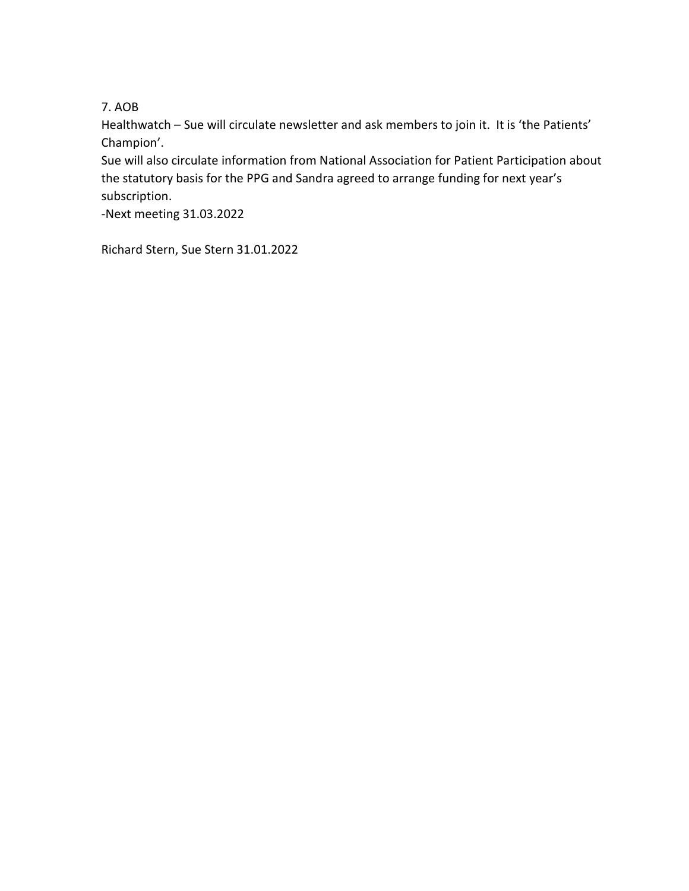7. AOB

Healthwatch – Sue will circulate newsletter and ask members to join it. It is 'the Patients' Champion'.

Sue will also circulate information from National Association for Patient Participation about the statutory basis for the PPG and Sandra agreed to arrange funding for next year's subscription.

-Next meeting 31.03.2022

Richard Stern, Sue Stern 31.01.2022